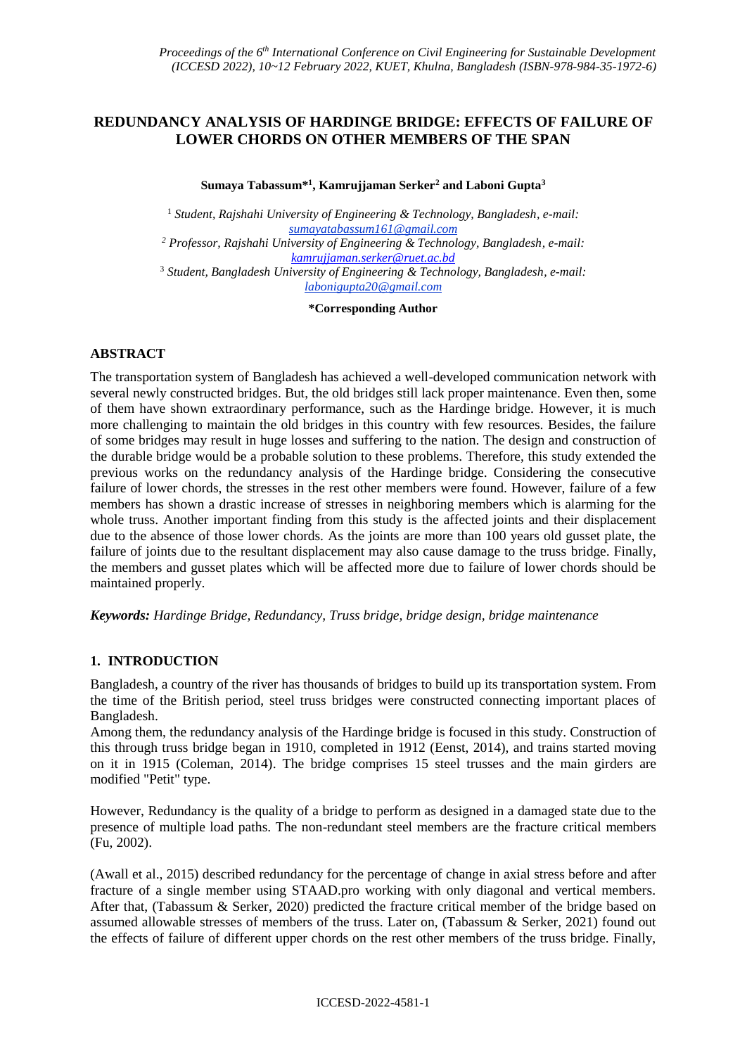# REDUNDANCY ANALYSIS OF HARDINGE BRIDGE: EFFECTS OF FAILURE OF LOWER CHORDS ON OTHER MEMBERS OF THE SPAN

**Sumaya Tabassum*[1], Kamrujjaman Serker[2] and Laboni Gupta[3]**

[1] *Student, Rajshahi University of Engineering & Technology, Bangladesh, e-mail:* sumayatabassum161@gmail.com

[2] *Professor, Rajshahi University of Engineering & Technology, Bangladesh, e-mail:* kamrujjaman.serker@ruet.ac.bd

[3] *Student, Bangladesh University of Engineering & Technology, Bangladesh, e-mail:* labonigupta20@gmail.com

**\*Corresponding Author**

## ABSTRACT

The transportation system of Bangladesh has achieved a well-developed communication network with several newly constructed bridges. But, the old bridges still lack proper maintenance. Even then, some of them have shown extraordinary performance, such as the Hardinge bridge. However, it is much more challenging to maintain the old bridges in this country with few resources. Besides, the failure of some bridges may result in huge losses and suffering to the nation. The design and construction of the durable bridge would be a probable solution to these problems. Therefore, this study extended the previous works on the redundancy analysis of the Hardinge bridge. Considering the consecutive failure of lower chords, the stresses in the rest other members were found. However, failure of a few members has shown a drastic increase of stresses in neighboring members which is alarming for the whole truss. Another important finding from this study is the affected joints and their displacement due to the absence of those lower chords. As the joints are more than 100 years old gusset plate, the failure of joints due to the resultant displacement may also cause damage to the truss bridge. Finally, the members and gusset plates which will be affected more due to failure of lower chords should be maintained properly.

***Keywords:*** *Hardinge Bridge, Redundancy, Truss bridge, bridge design, bridge maintenance*

## 1. INTRODUCTION

Bangladesh, a country of the river has thousands of bridges to build up its transportation system. From the time of the British period, steel truss bridges were constructed connecting important places of Bangladesh.

Among them, the redundancy analysis of the Hardinge bridge is focused in this study. Construction of this through truss bridge began in 1910, completed in 1912 (Eenst, 2014), and trains started moving on it in 1915 (Coleman, 2014). The bridge comprises 15 steel trusses and the main girders are modified "Petit" type.

However, Redundancy is the quality of a bridge to perform as designed in a damaged state due to the presence of multiple load paths. The non-redundant steel members are the fracture critical members (Fu, 2002).

(Awall et al., 2015) described redundancy for the percentage of change in axial stress before and after fracture of a single member using STAAD.pro working with only diagonal and vertical members. After that, (Tabassum & Serker, 2020) predicted the fracture critical member of the bridge based on assumed allowable stresses of members of the truss. Later on, (Tabassum & Serker, 2021) found out the effects of failure of different upper chords on the rest other members of the truss bridge. Finally,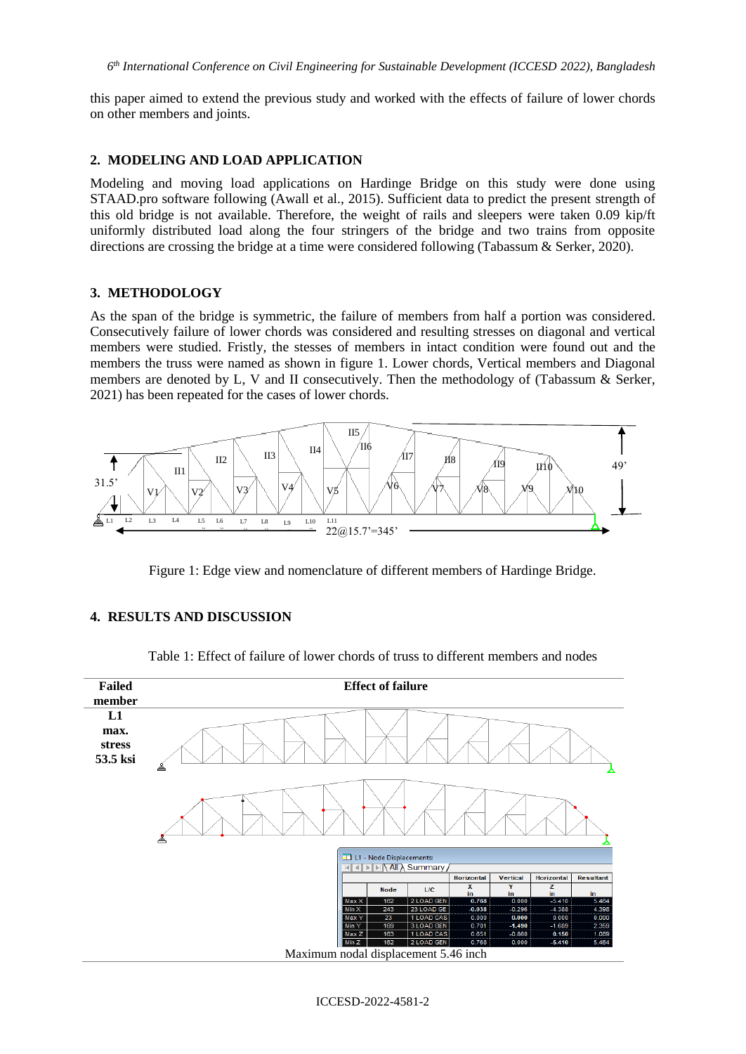this paper aimed to extend the previous study and worked with the effects of failure of lower chords on other members and joints.

## 2. MODELING AND LOAD APPLICATION

Modeling and moving load applications on Hardinge Bridge on this study were done using STAAD.pro software following (Awall et al., 2015). Sufficient data to predict the present strength of this old bridge is not available. Therefore, the weight of rails and sleepers were taken 0.09 kip/ft uniformly distributed load along the four stringers of the bridge and two trains from opposite directions are crossing the bridge at a time were considered following (Tabassum & Serker, 2020).

## 3. METHODOLOGY

As the span of the bridge is symmetric, the failure of members from half a portion was considered. Consecutively failure of lower chords was considered and resulting stresses on diagonal and vertical members were studied. Fristly, the stesses of members in intact condition were found out and the members the truss were named as shown in figure 1. Lower chords, Vertical members and Diagonal members are denoted by L, V and II consecutively. Then the methodology of (Tabassum & Serker, 2021) has been repeated for the cases of lower chords.

Figure 1: Edge view and nomenclature of different members of Hardinge Bridge.

## 4. RESULTS AND DISCUSSION

Table 1: Effect of failure of lower chords of truss to different members and nodes

| Failed member | Effect of failure |
|---|---|
| **L1 max. stress 53.5 ksi** | Maximum nodal displacement 5.46 inch |

L1 - Node Displacements

| | Node | L/C | Horizontal X in | Vertical Y in | Horizontal Z in | Resultant in |
|---|---|---|---|---|---|---|
| Max X | 182 | 2 LOAD GEN | 0.768 | 0.000 | -5.410 | 5.464 |
| Min X | 243 | 23 LOAD GE | -0.038 | -0.296 | -4.388 | 4.398 |
| Max Y | 23 | 1 LOAD CAS | 0.000 | 0.000 | 0.000 | 0.000 |
| Min Y | 169 | 3 LOAD GEN | 0.701 | -1.490 | -1.689 | 2.359 |
| Max Z | 183 | 1 LOAD CAS | 0.851 | -0.660 | 0.150 | 1.089 |
| Min Z | 182 | 2 LOAD GEN | 0.768 | 0.000 | -5.410 | 5.464 |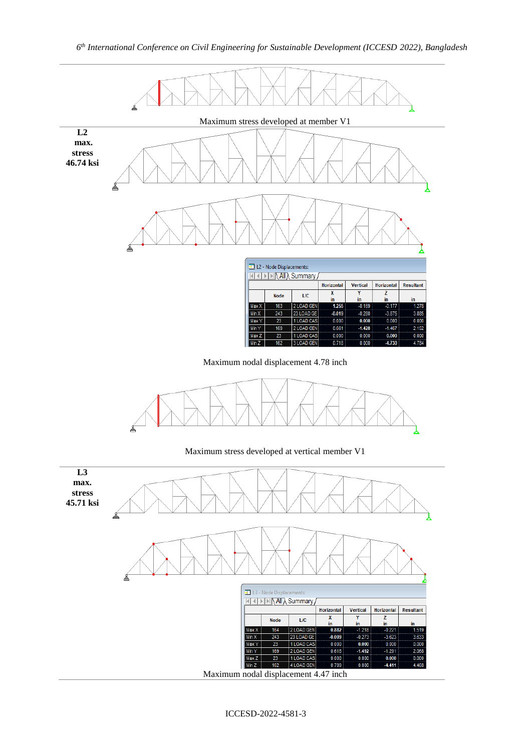Maximum stress developed at member V1

**L2 max. stress 46.74 ksi**

L2 - Node Displacements:

| | Node | L/C | Horizontal X in | Vertical Y in | Horizontal Z in | Resultant in |
|---|---|---|---|---|---|---|
| Max X | 163 | 2 LOAD GEN | 1.255 | -0.169 | -0.177 | 1.278 |
| Min X | 243 | 23 LOAD GE | -0.019 | -0.280 | -3.875 | 3.885 |
| Max Y | 23 | 1 LOAD CAS | 0.000 | 0.000 | 0.000 | 0.000 |
| Min Y | 169 | 2 LOAD GEN | 0.661 | -1.428 | -1.467 | 2.152 |
| Max Z | 23 | 1 LOAD CAS | 0.000 | 0.000 | 0.000 | 0.000 |
| Min Z | 162 | 3 LOAD GEN | 0.718 | 0.000 | -4.730 | 4.784 |

Maximum nodal displacement 4.78 inch

Maximum stress developed at vertical member V1

**L3 max. stress 45.71 ksi**

L3 - Node Displacements:

| | Node | L/C | Horizontal X in | Vertical Y in | Horizontal Z in | Resultant in |
|---|---|---|---|---|---|---|
| Max X | 164 | 2 LOAD GEN | 0.882 | -1.218 | -0.221 | 1.519 |
| Min X | 243 | 23 LOAD GE | -0.009 | -0.273 | -3.623 | 3.633 |
| Max Y | 23 | 1 LOAD CAS | 0.000 | 0.000 | 0.000 | 0.000 |
| Min Y | 169 | 2 LOAD GEN | 0.618 | -1.492 | -1.291 | 2.068 |
| Max Z | 23 | 1 LOAD CAS | 0.000 | 0.000 | 0.000 | 0.000 |
| Min Z | 162 | 4 LOAD GEN | 0.709 | 0.000 | -4.411 | 4.468 |

Maximum nodal displacement 4.47 inch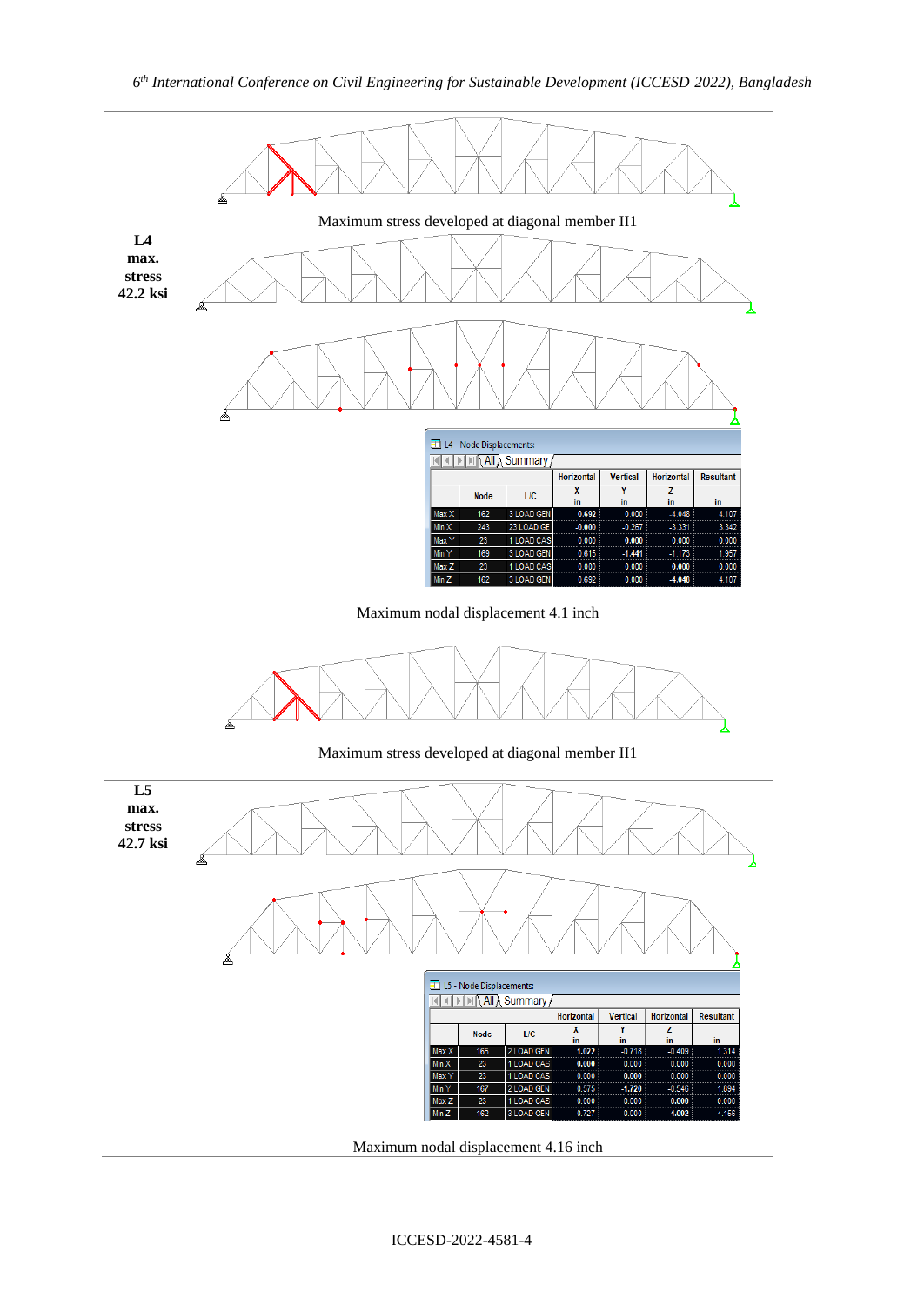Maximum stress developed at diagonal member II1

**L4 max. stress 42.2 ksi**

L4 - Node Displacements:

|  | Node | L/C | Horizontal X in | Vertical Y in | Horizontal Z in | Resultant in |
|---|---|---|---|---|---|---|
| Max X | 162 | 3 LOAD GEN | 0.692 | 0.000 | -4.048 | 4.107 |
| Min X | 243 | 23 LOAD GE | -0.000 | -0.267 | -3.331 | 3.342 |
| Max Y | 23 | 1 LOAD CAS | 0.000 | 0.000 | 0.000 | 0.000 |
| Min Y | 169 | 3 LOAD GEN | 0.615 | -1.441 | -1.173 | 1.957 |
| Max Z | 23 | 1 LOAD CAS | 0.000 | 0.000 | 0.000 | 0.000 |
| Min Z | 162 | 3 LOAD GEN | 0.692 | 0.000 | -4.048 | 4.107 |

Maximum nodal displacement 4.1 inch

Maximum stress developed at diagonal member II1

**L5 max. stress 42.7 ksi**

L5 - Node Displacements:

|  | Node | L/C | Horizontal X in | Vertical Y in | Horizontal Z in | Resultant in |
|---|---|---|---|---|---|---|
| Max X | 165 | 2 LOAD GEN | 1.022 | -0.718 | -0.409 | 1.314 |
| Min X | 23 | 1 LOAD CAS | 0.000 | 0.000 | 0.000 | 0.000 |
| Max Y | 23 | 1 LOAD CAS | 0.000 | 0.000 | 0.000 | 0.000 |
| Min Y | 167 | 2 LOAD GEN | 0.575 | -1.720 | -0.546 | 1.894 |
| Max Z | 23 | 1 LOAD CAS | 0.000 | 0.000 | 0.000 | 0.000 |
| Min Z | 162 | 3 LOAD GEN | 0.727 | 0.000 | -4.092 | 4.156 |

Maximum nodal displacement 4.16 inch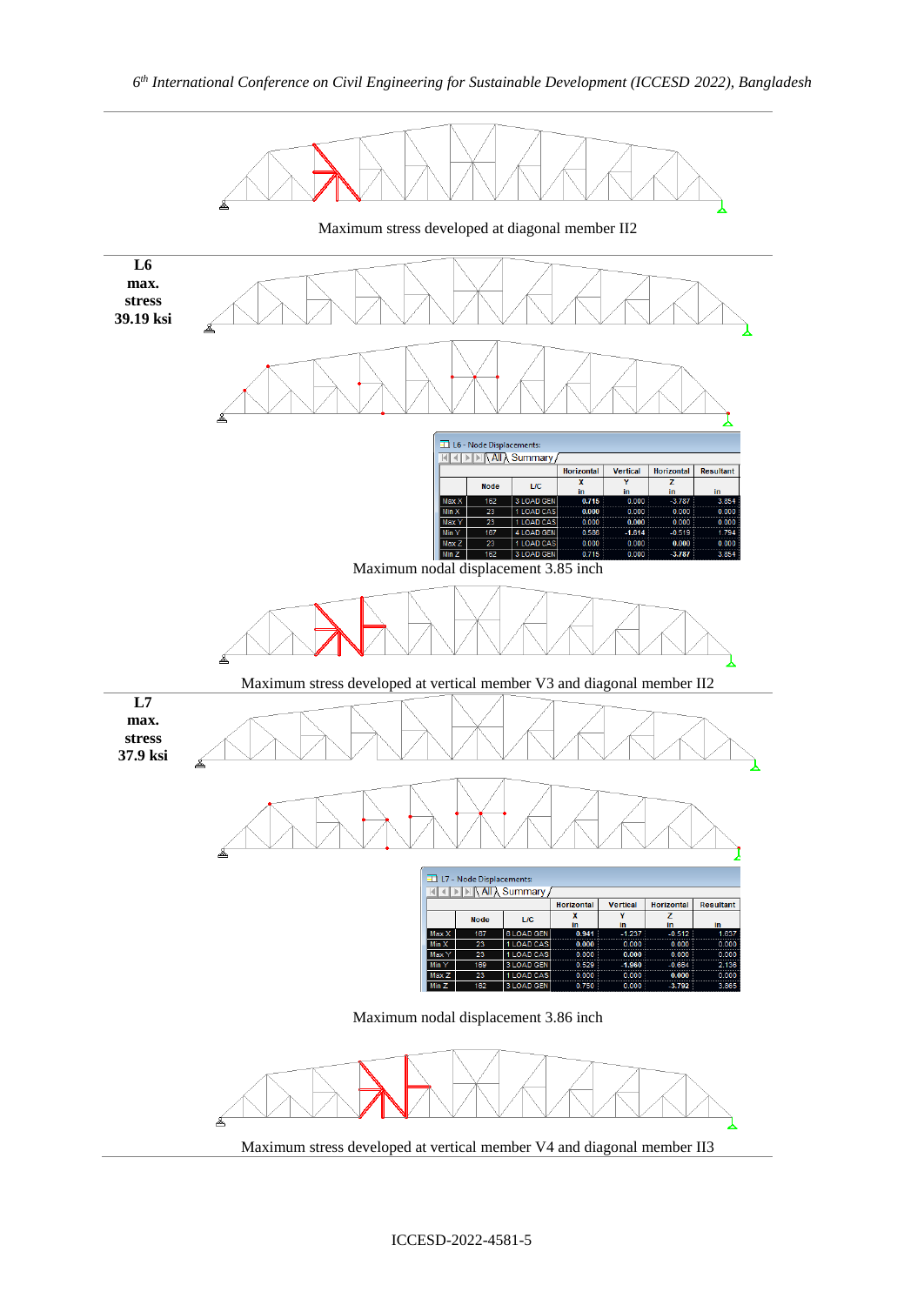Maximum stress developed at diagonal member II2

**L6 max. stress 39.19 ksi**

L6 - Node Displacements:

| | Node | L/C | Horizontal X in | Vertical Y in | Horizontal Z in | Resultant in |
|---|---|---|---|---|---|---|
| Max X | 162 | 3 LOAD GEN | 0.715 | 0.000 | -3.787 | 3.854 |
| Min X | 23 | 1 LOAD CAS | 0.000 | 0.000 | 0.000 | 0.000 |
| Max Y | 23 | 1 LOAD CAS | 0.000 | 0.000 | 0.000 | 0.000 |
| Min Y | 187 | 4 LOAD GEN | 0.586 | -1.614 | -0.519 | 1.794 |
| Max Z | 23 | 1 LOAD CAS | 0.000 | 0.000 | 0.000 | 0.000 |
| Min Z | 162 | 3 LOAD GEN | 0.715 | 0.000 | -3.787 | 3.854 |

Maximum nodal displacement 3.85 inch

Maximum stress developed at vertical member V3 and diagonal member II2

**L7 max. stress 37.9 ksi**

L7 - Node Displacements:

| | Node | L/C | Horizontal X in | Vertical Y in | Horizontal Z in | Resultant in |
|---|---|---|---|---|---|---|
| Max X | 187 | 8 LOAD GEN | 0.941 | -1.237 | -0.512 | 1.657 |
| Min X | 23 | 1 LOAD CAS | 0.000 | 0.000 | 0.000 | 0.000 |
| Max Y | 23 | 1 LOAD CAS | 0.000 | 0.000 | 0.000 | 0.000 |
| Min Y | 189 | 3 LOAD GEN | 0.529 | -1.960 | -0.684 | 2.136 |
| Max Z | 23 | 1 LOAD CAS | 0.000 | 0.000 | 0.000 | 0.000 |
| Min Z | 162 | 3 LOAD GEN | 0.750 | 0.000 | -3.792 | 3.865 |

Maximum nodal displacement 3.86 inch

Maximum stress developed at vertical member V4 and diagonal member II3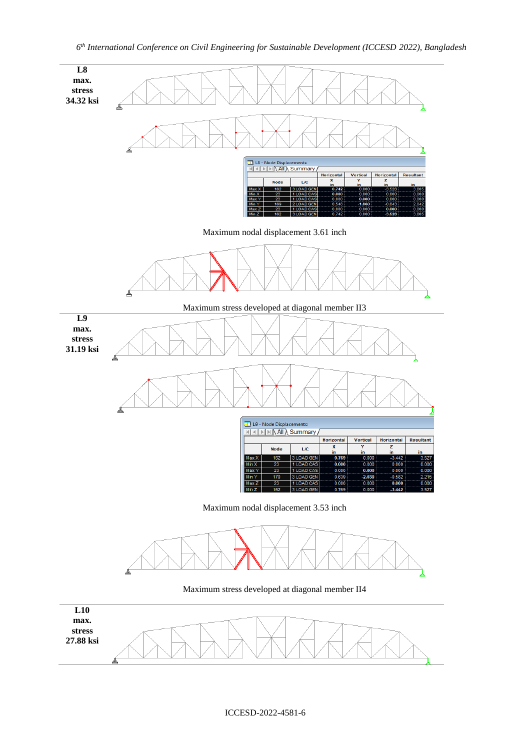**L8 max. stress 34.32 ksi**

L8 - Node Displacements:

|  | Node | L/C | Horizontal X in | Vertical Y in | Horizontal Z in | Resultant in |
|---|---|---|---|---|---|---|
| Max X | 162 | 3 LOAD GEN | 0.742 | 0.000 | -3.528 | 3.605 |
| Min X | 23 | 1 LOAD CAS | 0.000 | 0.000 | 0.000 | 0.000 |
| Max Y | 23 | 1 LOAD CAS | 0.000 | 0.000 | 0.000 | 0.000 |
| Min Y | 169 | 2 LOAD GEN | 0.546 | -1.860 | -0.643 | 2.042 |
| Max Z | 23 | 1 LOAD CAS | 0.000 | 0.000 | 0.000 | 0.000 |
| Min Z | 162 | 3 LOAD GEN | 0.742 | 0.000 | -3.528 | 3.605 |

Maximum nodal displacement 3.61 inch

Maximum stress developed at diagonal member II3

**L9 max. stress 31.19 ksi**

L9 - Node Displacements:

|  | Node | L/C | Horizontal X in | Vertical Y in | Horizontal Z in | Resultant in |
|---|---|---|---|---|---|---|
| Max X | 162 | 3 LOAD GEN | 0.769 | 0.000 | -3.442 | 3.527 |
| Min X | 23 | 1 LOAD CAS | 0.000 | 0.000 | 0.000 | 0.000 |
| Max Y | 23 | 1 LOAD CAS | 0.000 | 0.000 | 0.000 | 0.000 |
| Min Y | 170 | 3 LOAD GEN | 0.630 | -2.030 | -0.582 | 2.215 |
| Max Z | 23 | 1 LOAD CAS | 0.000 | 0.000 | 0.000 | 0.000 |
| Min Z | 162 | 3 LOAD GEN | 0.769 | 0.000 | -3.442 | 3.527 |

Maximum nodal displacement 3.53 inch

Maximum stress developed at diagonal member II4

**L10 max. stress 27.88 ksi**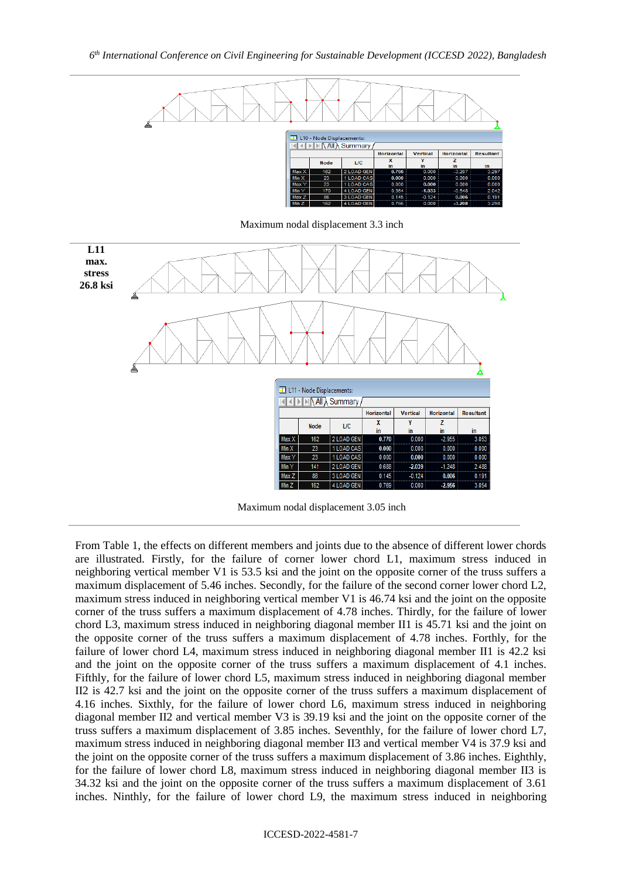| | Node | L/C | Horizontal X in | Vertical Y in | Horizontal Z in | Resultant in |
|---|---|---|---|---|---|---|
| Max X | 162 | 2 LOAD GEN | 0.786 | 0.000 | -3.207 | 3.297 |
| Min X | 23 | 1 LOAD CAS | 0.000 | 0.000 | 0.000 | 0.000 |
| Max Y | 23 | 1 LOAD CAS | 0.000 | 0.000 | 0.000 | 0.000 |
| Min Y | 170 | 4 LOAD GEN | 0.364 | -1.933 | -0.548 | 2.042 |
| Max Z | 86 | 3 LOAD GEN | 0.145 | -0.124 | 0.006 | 0.191 |
| Min Z | 162 | 4 LOAD GEN | 0.786 | 0.000 | -3.208 | 3.298 |

Maximum nodal displacement 3.3 inch

**L11 max. stress 26.8 ksi**

| | Node | L/C | Horizontal X in | Vertical Y in | Horizontal Z in | Resultant in |
|---|---|---|---|---|---|---|
| Max X | 162 | 2 LOAD GEN | 0.770 | 0.000 | -2.955 | 3.053 |
| Min X | 23 | 1 LOAD CAS | 0.000 | 0.000 | 0.000 | 0.000 |
| Max Y | 23 | 1 LOAD CAS | 0.000 | 0.000 | 0.000 | 0.000 |
| Min Y | 141 | 2 LOAD GEN | 0.688 | -2.039 | -1.248 | 2.488 |
| Max Z | 86 | 3 LOAD GEN | 0.145 | -0.124 | 0.006 | 0.191 |
| Min Z | 162 | 4 LOAD GEN | 0.769 | 0.000 | -2.956 | 3.054 |

Maximum nodal displacement 3.05 inch

From Table 1, the effects on different members and joints due to the absence of different lower chords are illustrated. Firstly, for the failure of corner lower chord L1, maximum stress induced in neighboring vertical member V1 is 53.5 ksi and the joint on the opposite corner of the truss suffers a maximum displacement of 5.46 inches. Secondly, for the failure of the second corner lower chord L2, maximum stress induced in neighboring vertical member V1 is 46.74 ksi and the joint on the opposite corner of the truss suffers a maximum displacement of 4.78 inches. Thirdly, for the failure of lower chord L3, maximum stress induced in neighboring diagonal member II1 is 45.71 ksi and the joint on the opposite corner of the truss suffers a maximum displacement of 4.78 inches. Forthly, for the failure of lower chord L4, maximum stress induced in neighboring diagonal member II1 is 42.2 ksi and the joint on the opposite corner of the truss suffers a maximum displacement of 4.1 inches. Fifthly, for the failure of lower chord L5, maximum stress induced in neighboring diagonal member II2 is 42.7 ksi and the joint on the opposite corner of the truss suffers a maximum displacement of 4.16 inches. Sixthly, for the failure of lower chord L6, maximum stress induced in neighboring diagonal member II2 and vertical member V3 is 39.19 ksi and the joint on the opposite corner of the truss suffers a maximum displacement of 3.85 inches. Seventhly, for the failure of lower chord L7, maximum stress induced in neighboring diagonal member II3 and vertical member V4 is 37.9 ksi and the joint on the opposite corner of the truss suffers a maximum displacement of 3.86 inches. Eighthly, for the failure of lower chord L8, maximum stress induced in neighboring diagonal member II3 is 34.32 ksi and the joint on the opposite corner of the truss suffers a maximum displacement of 3.61 inches. Ninthly, for the failure of lower chord L9, the maximum stress induced in neighboring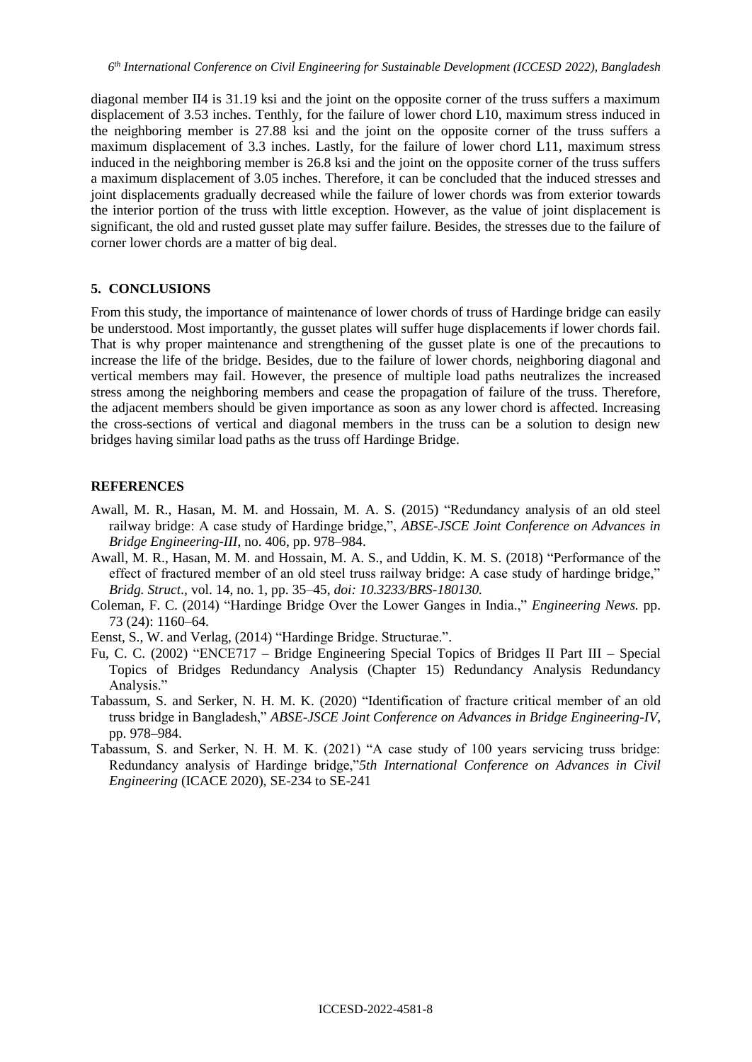diagonal member II4 is 31.19 ksi and the joint on the opposite corner of the truss suffers a maximum displacement of 3.53 inches. Tenthly, for the failure of lower chord L10, maximum stress induced in the neighboring member is 27.88 ksi and the joint on the opposite corner of the truss suffers a maximum displacement of 3.3 inches. Lastly, for the failure of lower chord L11, maximum stress induced in the neighboring member is 26.8 ksi and the joint on the opposite corner of the truss suffers a maximum displacement of 3.05 inches. Therefore, it can be concluded that the induced stresses and joint displacements gradually decreased while the failure of lower chords was from exterior towards the interior portion of the truss with little exception. However, as the value of joint displacement is significant, the old and rusted gusset plate may suffer failure. Besides, the stresses due to the failure of corner lower chords are a matter of big deal.

## 5. CONCLUSIONS

From this study, the importance of maintenance of lower chords of truss of Hardinge bridge can easily be understood. Most importantly, the gusset plates will suffer huge displacements if lower chords fail. That is why proper maintenance and strengthening of the gusset plate is one of the precautions to increase the life of the bridge. Besides, due to the failure of lower chords, neighboring diagonal and vertical members may fail. However, the presence of multiple load paths neutralizes the increased stress among the neighboring members and cease the propagation of failure of the truss. Therefore, the adjacent members should be given importance as soon as any lower chord is affected. Increasing the cross-sections of vertical and diagonal members in the truss can be a solution to design new bridges having similar load paths as the truss off Hardinge Bridge.

## REFERENCES

Awall, M. R., Hasan, M. M. and Hossain, M. A. S. (2015) "Redundancy analysis of an old steel railway bridge: A case study of Hardinge bridge,", *ABSE-JSCE Joint Conference on Advances in Bridge Engineering-III*, no. 406, pp. 978–984.

Awall, M. R., Hasan, M. M. and Hossain, M. A. S., and Uddin, K. M. S. (2018) "Performance of the effect of fractured member of an old steel truss railway bridge: A case study of hardinge bridge," *Bridg. Struct.*, vol. 14, no. 1, pp. 35–45, *doi: 10.3233/BRS-180130.*

Coleman, F. C. (2014) "Hardinge Bridge Over the Lower Ganges in India.," *Engineering News.* pp. 73 (24): 1160–64.

Eenst, S., W. and Verlag, (2014) "Hardinge Bridge. Structurae.".

Fu, C. C. (2002) "ENCE717 – Bridge Engineering Special Topics of Bridges II Part III – Special Topics of Bridges Redundancy Analysis (Chapter 15) Redundancy Analysis Redundancy Analysis."

Tabassum, S. and Serker, N. H. M. K. (2020) "Identification of fracture critical member of an old truss bridge in Bangladesh," *ABSE-JSCE Joint Conference on Advances in Bridge Engineering-IV*, pp. 978–984.

Tabassum, S. and Serker, N. H. M. K. (2021) "A case study of 100 years servicing truss bridge: Redundancy analysis of Hardinge bridge,"*5th International Conference on Advances in Civil Engineering* (ICACE 2020), SE-234 to SE-241